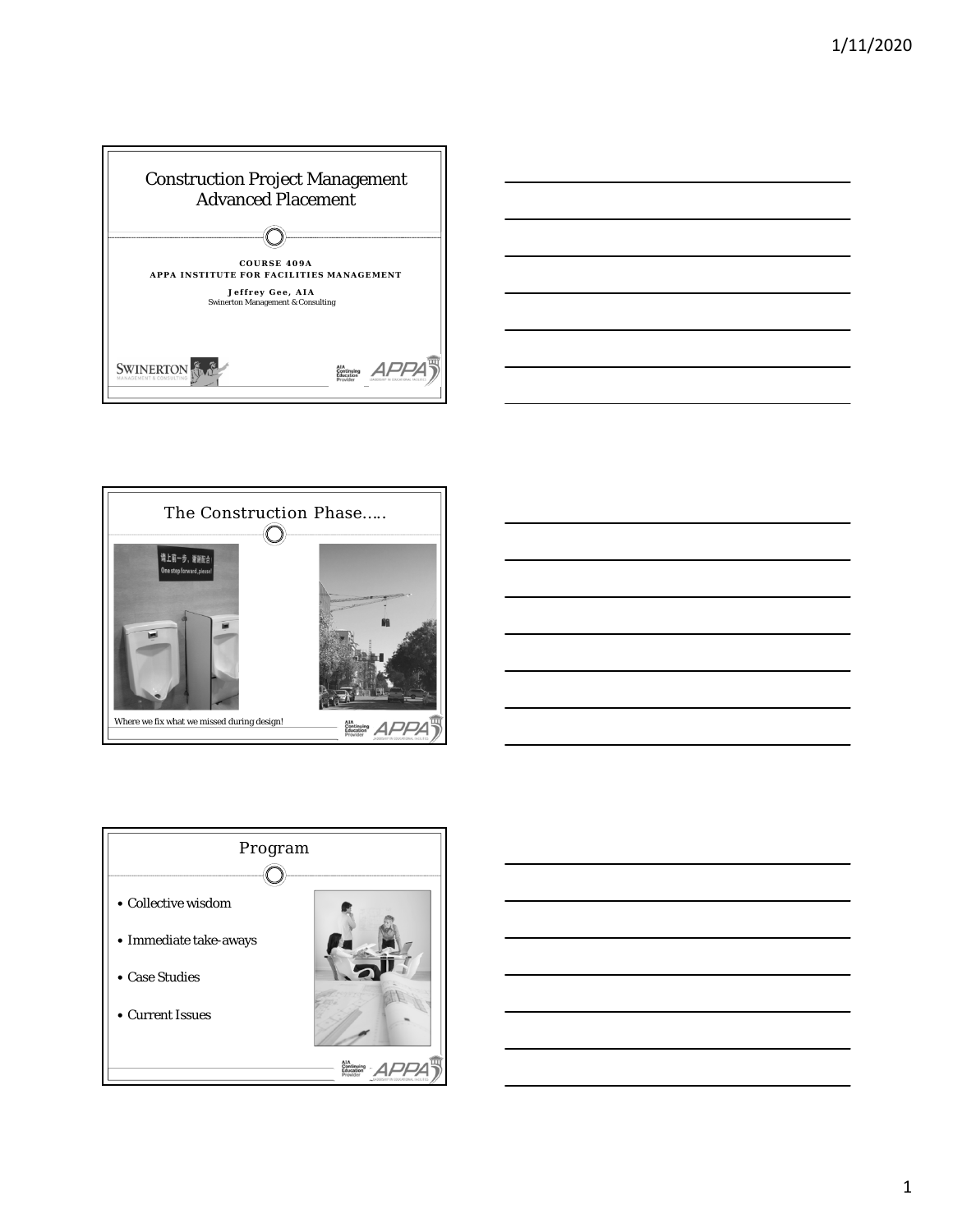# Construction Project Management Advanced Placement

**COURSE 409A**
**APPA INSTITUTE FOR FACILITIES MANAGEMENT**

**Jeffrey Gee, AIA**
Swinerton Management & Consulting

SWINERTON MANAGEMENT & CONSULTING

AIA Continuing Education Provider — APPA

---

## The Construction Phase…..

请上前一步，谢谢配合
One step forward, please!

Where we fix what we missed during design!

---

## Program

- Collective wisdom
- Immediate take-aways
- Case Studies
- Current Issues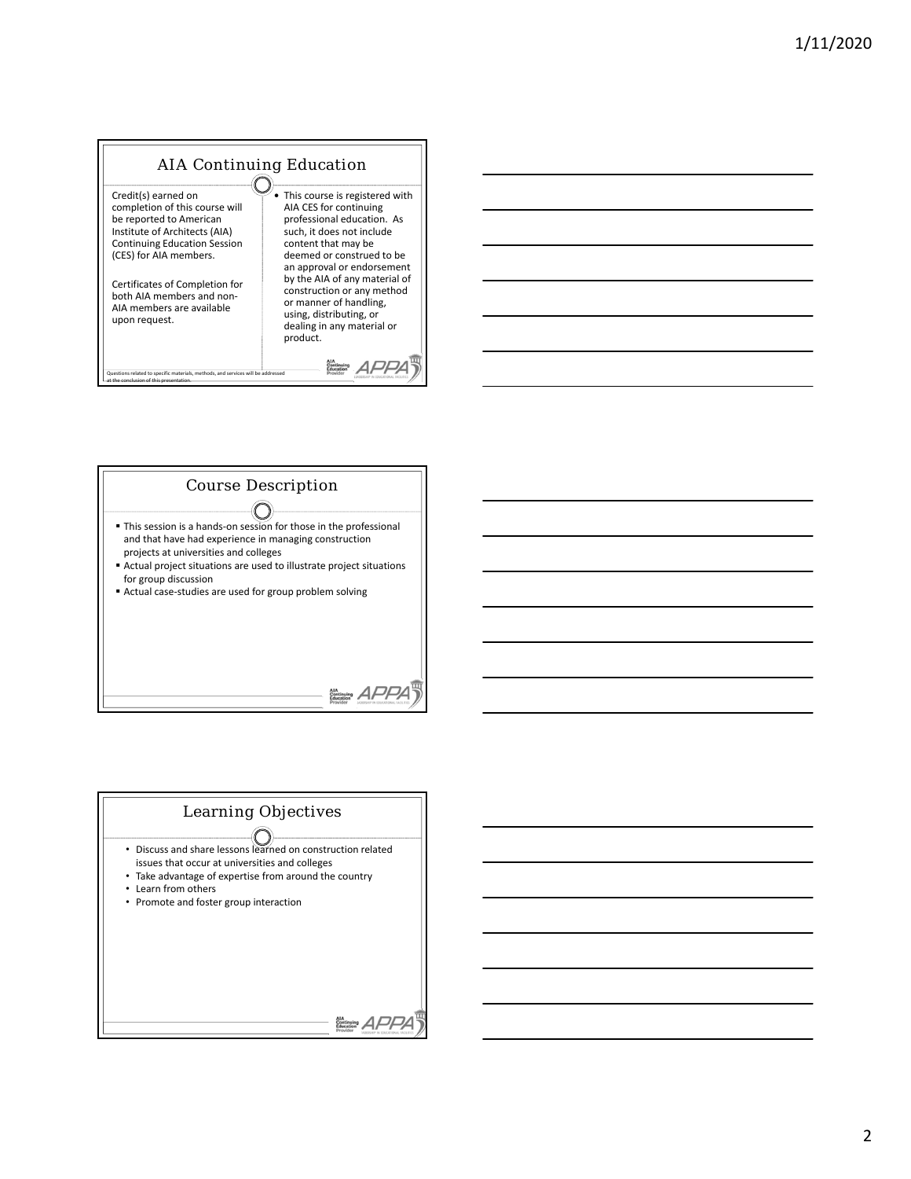## AIA Continuing Education

Credit(s) earned on completion of this course will be reported to American Institute of Architects (AIA) Continuing Education Session (CES) for AIA members.

Certificates of Completion for both AIA members and non-AIA members are available upon request.

- This course is registered with AIA CES for continuing professional education. As such, it does not include content that may be deemed or construed to be an approval or endorsement by the AIA of any material of construction or any method or manner of handling, using, distributing, or dealing in any material or product.

Questions related to specific materials, methods, and services will be addressed at the conclusion of this presentation.

## Course Description

- This session is a hands-on session for those in the professional and that have had experience in managing construction projects at universities and colleges
- Actual project situations are used to illustrate project situations for group discussion
- Actual case-studies are used for group problem solving

## Learning Objectives

- Discuss and share lessons learned on construction related issues that occur at universities and colleges
- Take advantage of expertise from around the country
- Learn from others
- Promote and foster group interaction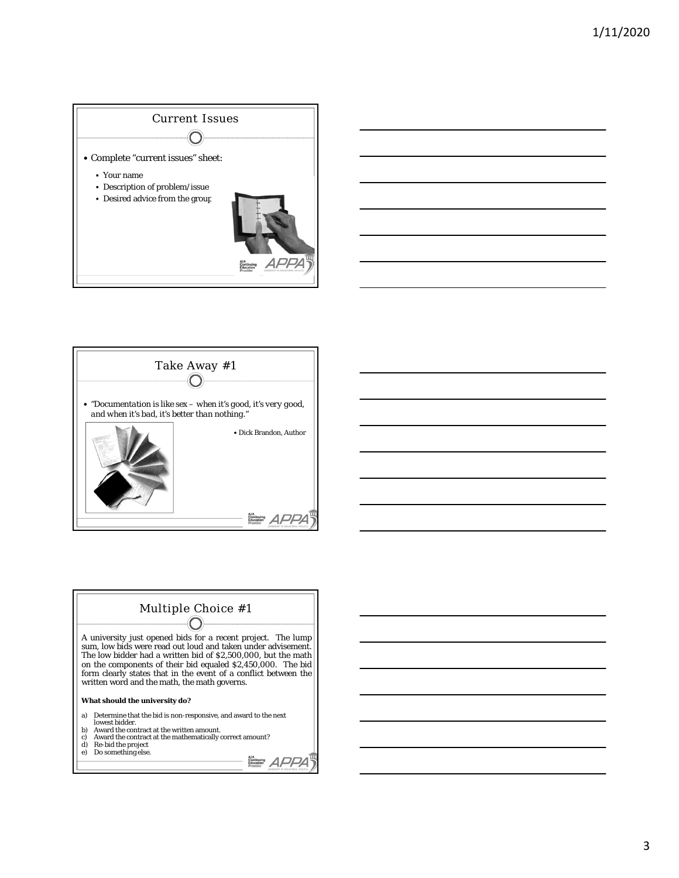## Current Issues

- Complete "current issues" sheet:
  - Your name
  - Description of problem/issue
  - Desired advice from the group

## Take Away #1

- *"Documentation is like sex – when it's good, it's very good, and when it's bad, it's better than nothing."*
  - Dick Brandon, Author

## Multiple Choice #1

A university just opened bids for a recent project. The lump sum, low bids were read out loud and taken under advisement. The low bidder had a written bid of $2,500,000, but the math on the components of their bid equaled $2,450,000. The bid form clearly states that in the event of a conflict between the written word and the math, the math governs.

**What should the university do?**

a) Determine that the bid is non-responsive, and award to the next lowest bidder.
b) Award the contract at the written amount.
c) Award the contract at the mathematically correct amount?
d) Re-bid the project
e) Do something else.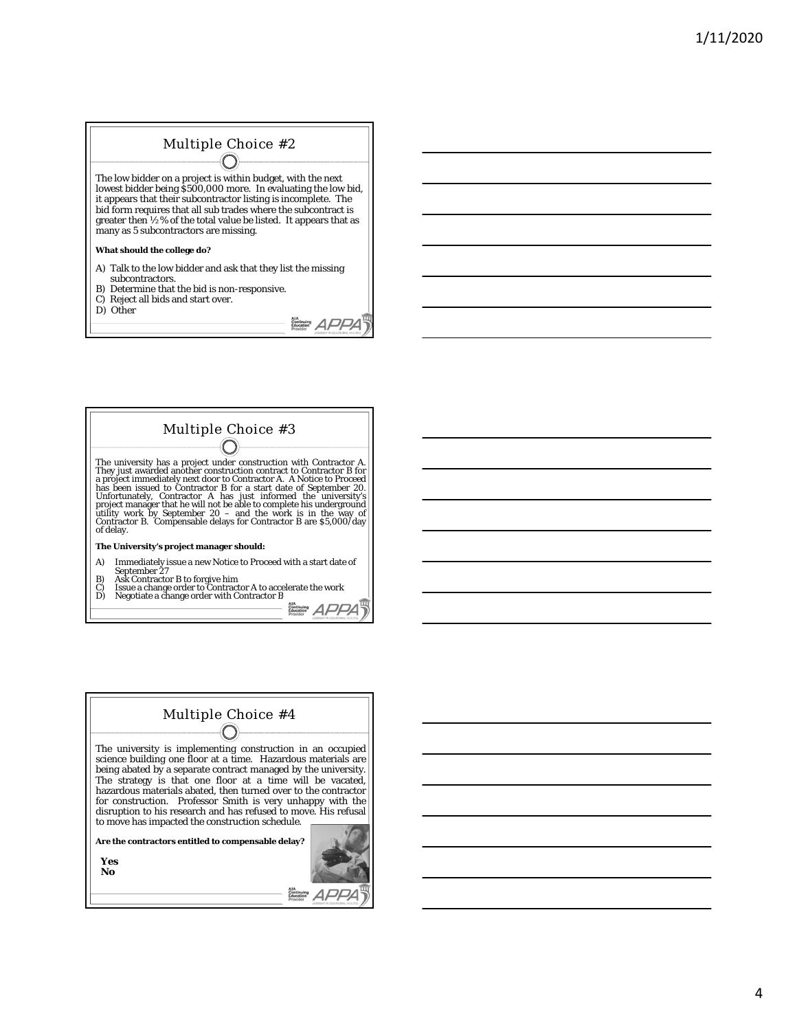## Multiple Choice #2

The low bidder on a project is within budget, with the next lowest bidder being $500,000 more. In evaluating the low bid, it appears that their subcontractor listing is incomplete. The bid form requires that all sub trades where the subcontract is greater then ½ % of the total value be listed. It appears that as many as 5 subcontractors are missing.

**What should the college do?**

A) Talk to the low bidder and ask that they list the missing subcontractors.
B) Determine that the bid is non-responsive.
C) Reject all bids and start over.
D) Other

## Multiple Choice #3

The university has a project under construction with Contractor A. They just awarded another construction contract to Contractor B for a project immediately next door to Contractor A. A Notice to Proceed has been issued to Contractor B for a start date of September 20. Unfortunately, Contractor A has just informed the university's project manager that he will not be able to complete his underground utility work by September 20 – and the work is in the way of Contractor B. Compensable delays for Contractor B are $5,000/day of delay.

**The University's project manager should:**

A) Immediately issue a new Notice to Proceed with a start date of September 27
B) Ask Contractor B to forgive him
C) Issue a change order to Contractor A to accelerate the work
D) Negotiate a change order with Contractor B

## Multiple Choice #4

The university is implementing construction in an occupied science building one floor at a time. Hazardous materials are being abated by a separate contract managed by the university. The strategy is that one floor at a time will be vacated, hazardous materials abated, then turned over to the contractor for construction. Professor Smith is very unhappy with the disruption to his research and has refused to move. His refusal to move has impacted the construction schedule.

**Are the contractors entitled to compensable delay?**

**Yes**
**No**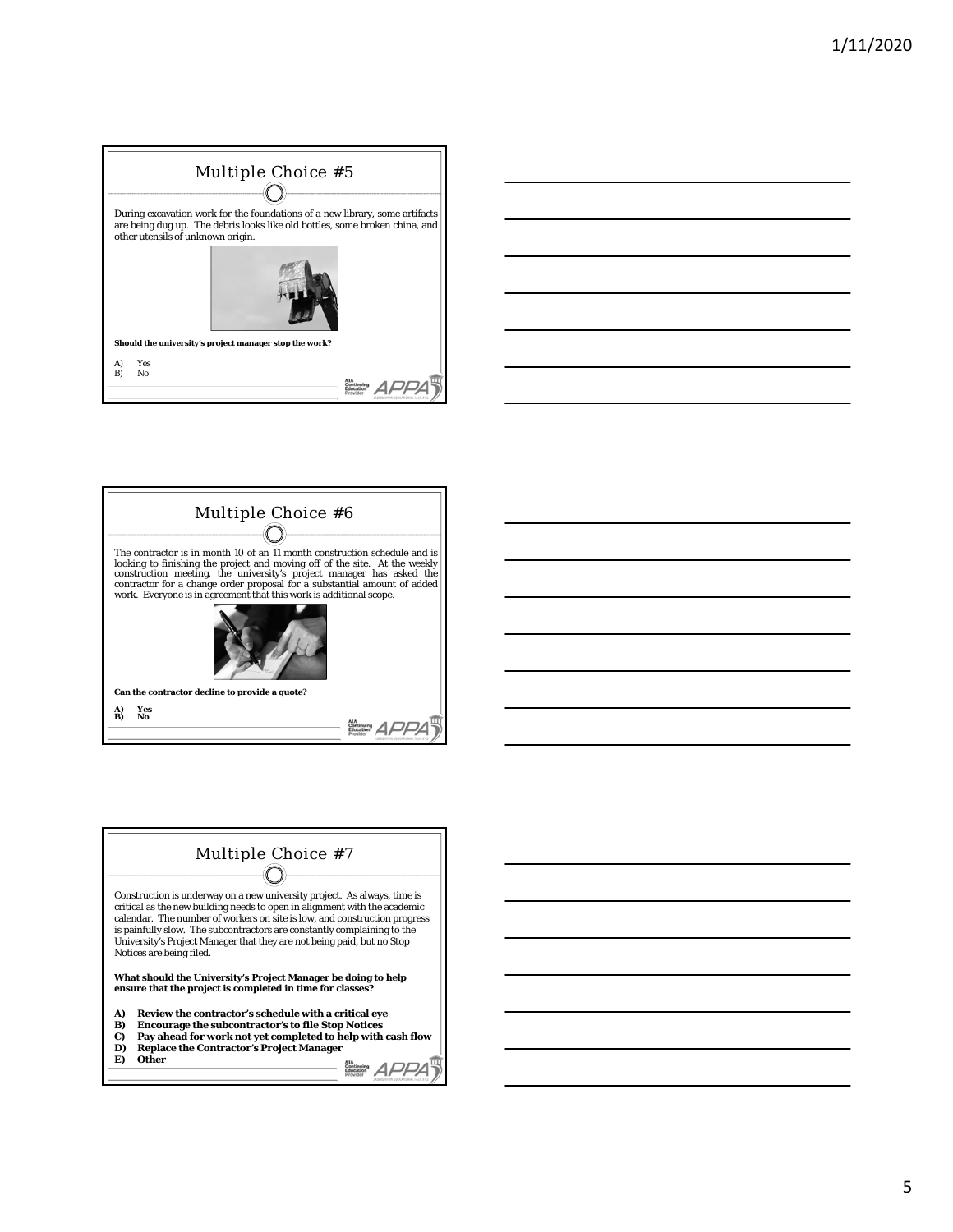## Multiple Choice #5

During excavation work for the foundations of a new library, some artifacts are being dug up. The debris looks like old bottles, some broken china, and other utensils of unknown origin.

**Should the university's project manager stop the work?**

A) Yes
B) No

## Multiple Choice #6

The contractor is in month 10 of an 11 month construction schedule and is looking to finishing the project and moving off of the site. At the weekly construction meeting, the university's project manager has asked the contractor for a change order proposal for a substantial amount of added work. Everyone is in agreement that this work is additional scope.

**Can the contractor decline to provide a quote?**

**A) Yes**
**B) No**

## Multiple Choice #7

Construction is underway on a new university project. As always, time is critical as the new building needs to open in alignment with the academic calendar. The number of workers on site is low, and construction progress is painfully slow. The subcontractors are constantly complaining to the University's Project Manager that they are not being paid, but no Stop Notices are being filed.

**What should the University's Project Manager be doing to help ensure that the project is completed in time for classes?**

**A) Review the contractor's schedule with a critical eye**
**B) Encourage the subcontractor's to file Stop Notices**
**C) Pay ahead for work not yet completed to help with cash flow**
**D) Replace the Contractor's Project Manager**
**E) Other**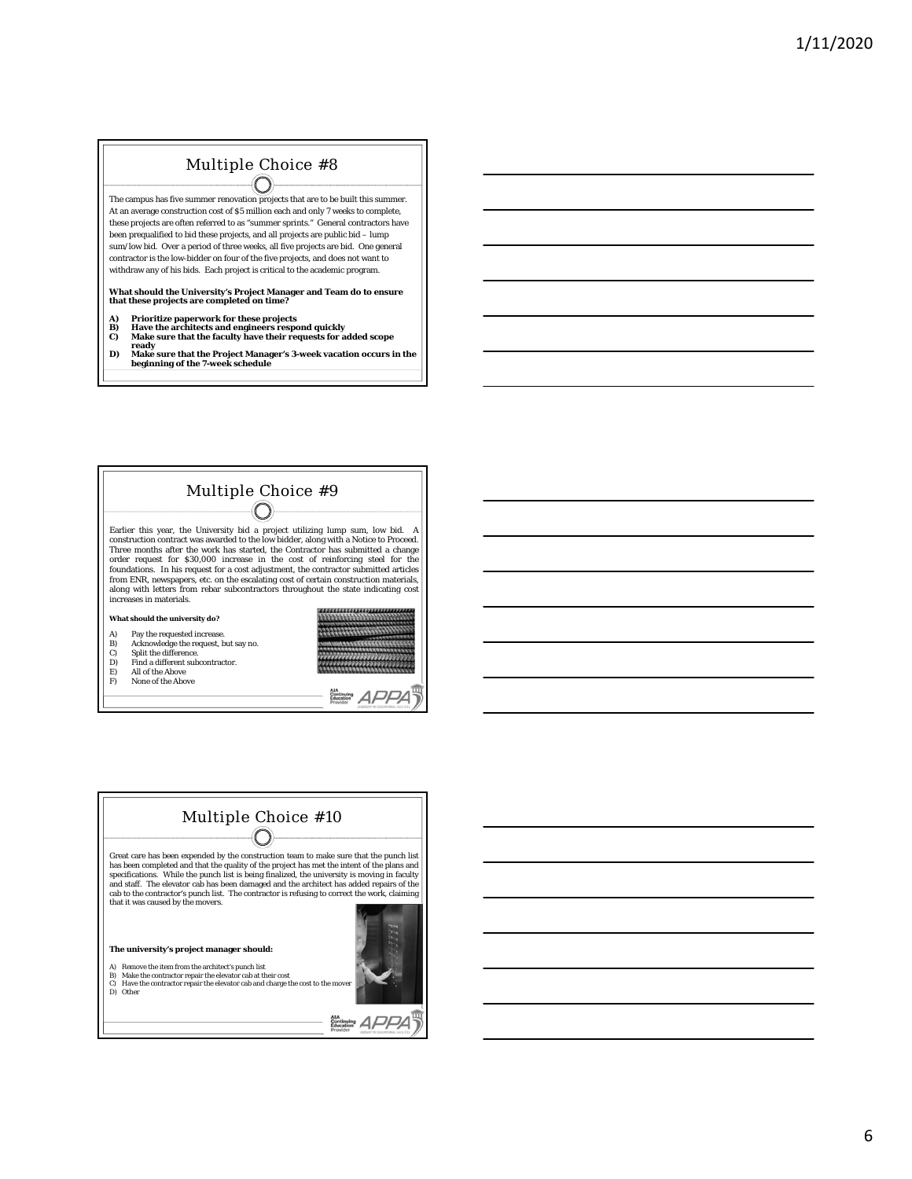## Multiple Choice #8

The campus has five summer renovation projects that are to be built this summer. At an average construction cost of $5 million each and only 7 weeks to complete, these projects are often referred to as "summer sprints." General contractors have been prequalified to bid these projects, and all projects are public bid – lump sum/low bid. Over a period of three weeks, all five projects are bid. One general contractor is the low-bidder on four of the five projects, and does not want to withdraw any of his bids. Each project is critical to the academic program.

**What should the University's Project Manager and Team do to ensure that these projects are completed on time?**

- **A) Prioritize paperwork for these projects**
- **B) Have the architects and engineers respond quickly**
- **C) Make sure that the faculty have their requests for added scope ready**
- **D) Make sure that the Project Manager's 3-week vacation occurs in the beginning of the 7-week schedule**

## Multiple Choice #9

Earlier this year, the University bid a project utilizing lump sum, low bid. A construction contract was awarded to the low bidder, along with a Notice to Proceed. Three months after the work has started, the Contractor has submitted a change order request for $30,000 increase in the cost of reinforcing steel for the foundations. In his request for a cost adjustment, the contractor submitted articles from ENR, newspapers, etc. on the escalating cost of certain construction materials, along with letters from rebar subcontractors throughout the state indicating cost increases in materials.

**What should the university do?**

- A) Pay the requested increase.
- B) Acknowledge the request, but say no.
- C) Split the difference.
- D) Find a different subcontractor.
- E) All of the Above
- F) None of the Above

## Multiple Choice #10

Great care has been expended by the construction team to make sure that the punch list has been completed and that the quality of the project has met the intent of the plans and specifications. While the punch list is being finalized, the university is moving in faculty and staff. The elevator cab has been damaged and the architect has added repairs of the cab to the contractor's punch list. The contractor is refusing to correct the work, claiming that it was caused by the movers.

**The university's project manager should:**

- A) Remove the item from the architect's punch list
- B) Make the contractor repair the elevator cab at their cost
- C) Have the contractor repair the elevator cab and charge the cost to the mover
- D) Other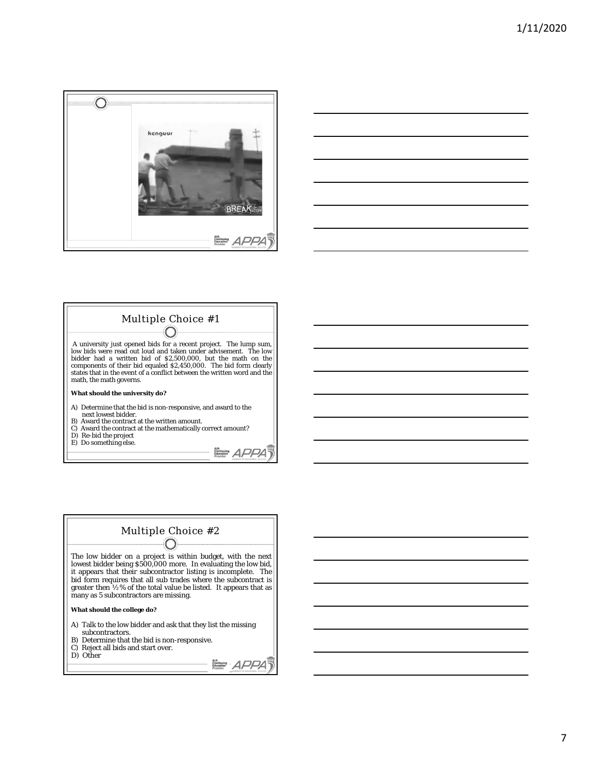## Multiple Choice #1

A university just opened bids for a recent project. The lump sum, low bids were read out loud and taken under advisement. The low bidder had a written bid of $2,500,000, but the math on the components of their bid equaled $2,450,000. The bid form clearly states that in the event of a conflict between the written word and the math, the math governs.

**What should the university do?**

A) Determine that the bid is non-responsive, and award to the next lowest bidder.
B) Award the contract at the written amount.
C) Award the contract at the mathematically correct amount?
D) Re-bid the project
E) Do something else.

## Multiple Choice #2

The low bidder on a project is within budget, with the next lowest bidder being $500,000 more. In evaluating the low bid, it appears that their subcontractor listing is incomplete. The bid form requires that all sub trades where the subcontract is greater then ½ % of the total value be listed. It appears that as many as 5 subcontractors are missing.

**What should the college do?**

A) Talk to the low bidder and ask that they list the missing subcontractors.
B) Determine that the bid is non-responsive.
C) Reject all bids and start over.
D) Other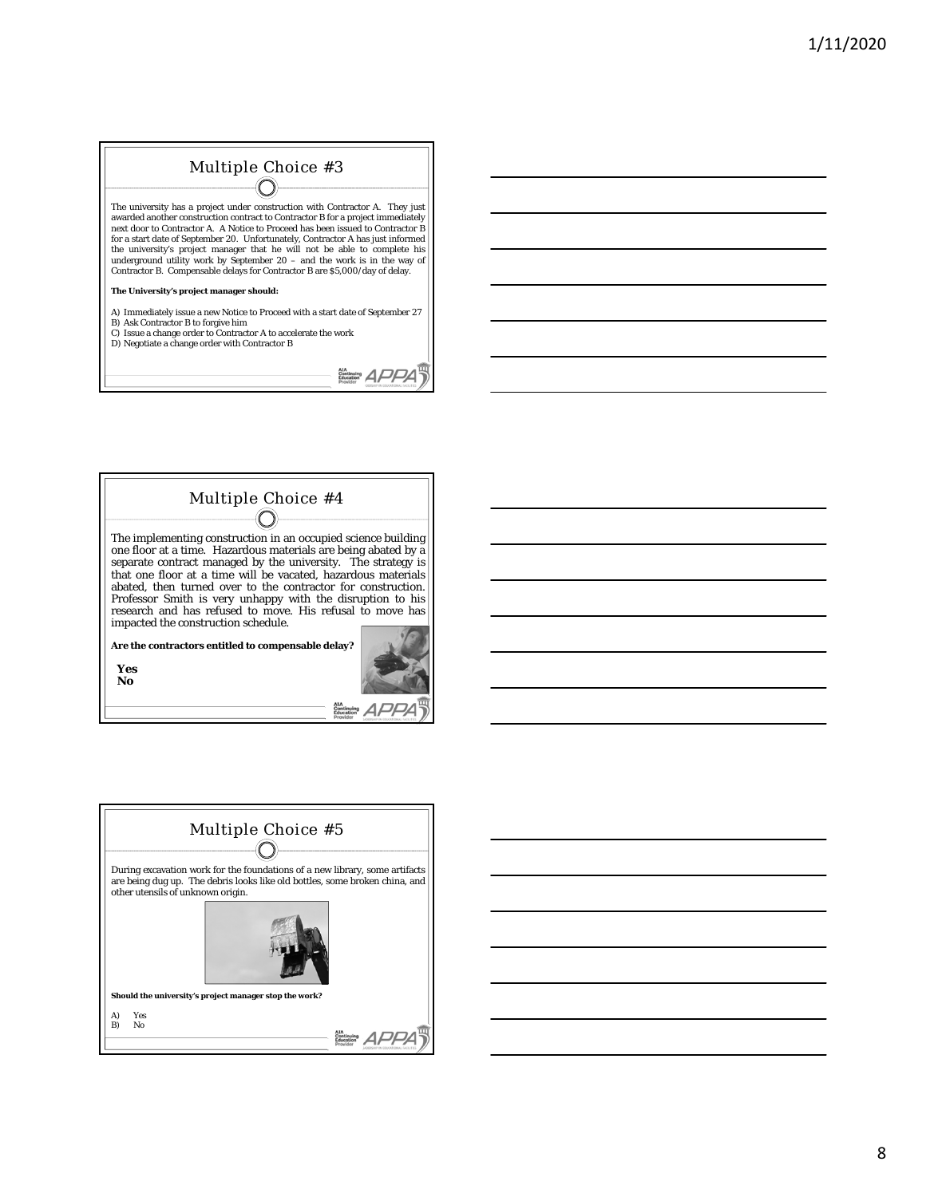## Multiple Choice #3

The university has a project under construction with Contractor A. They just awarded another construction contract to Contractor B for a project immediately next door to Contractor A. A Notice to Proceed has been issued to Contractor B for a start date of September 20. Unfortunately, Contractor A has just informed the university's project manager that he will not be able to complete his underground utility work by September 20 – and the work is in the way of Contractor B. Compensable delays for Contractor B are $5,000/day of delay.

**The University's project manager should:**

A) Immediately issue a new Notice to Proceed with a start date of September 27
B) Ask Contractor B to forgive him
C) Issue a change order to Contractor A to accelerate the work
D) Negotiate a change order with Contractor B

## Multiple Choice #4

The implementing construction in an occupied science building one floor at a time. Hazardous materials are being abated by a separate contract managed by the university. The strategy is that one floor at a time will be vacated, hazardous materials abated, then turned over to the contractor for construction. Professor Smith is very unhappy with the disruption to his research and has refused to move. His refusal to move has impacted the construction schedule.

**Are the contractors entitled to compensable delay?**

**Yes**
**No**

## Multiple Choice #5

During excavation work for the foundations of a new library, some artifacts are being dug up. The debris looks like old bottles, some broken china, and other utensils of unknown origin.

**Should the university's project manager stop the work?**

A) Yes
B) No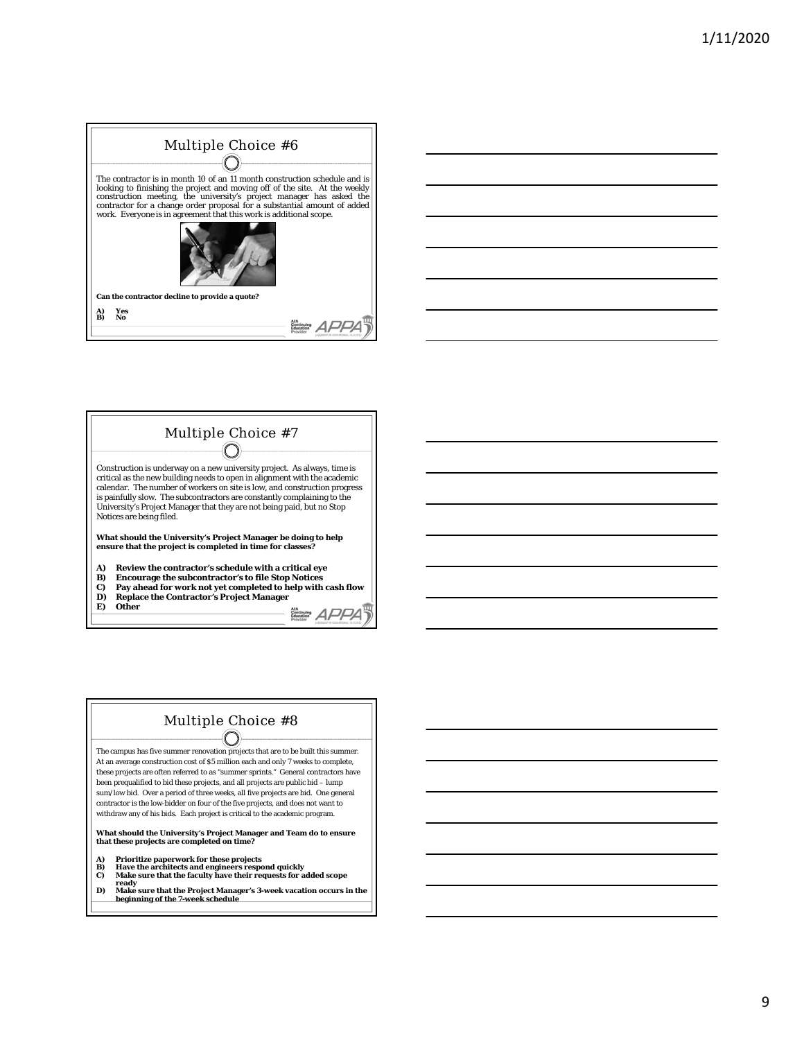## Multiple Choice #6

The contractor is in month 10 of an 11 month construction schedule and is looking to finishing the project and moving off of the site. At the weekly construction meeting, the university's project manager has asked the contractor for a change order proposal for a substantial amount of added work. Everyone is in agreement that this work is additional scope.

**Can the contractor decline to provide a quote?**

**A) Yes**
**B) No**

## Multiple Choice #7

Construction is underway on a new university project. As always, time is critical as the new building needs to open in alignment with the academic calendar. The number of workers on site is low, and construction progress is painfully slow. The subcontractors are constantly complaining to the University's Project Manager that they are not being paid, but no Stop Notices are being filed.

**What should the University's Project Manager be doing to help ensure that the project is completed in time for classes?**

**A) Review the contractor's schedule with a critical eye**
**B) Encourage the subcontractor's to file Stop Notices**
**C) Pay ahead for work not yet completed to help with cash flow**
**D) Replace the Contractor's Project Manager**
**E) Other**

## Multiple Choice #8

The campus has five summer renovation projects that are to be built this summer. At an average construction cost of $5 million each and only 7 weeks to complete, these projects are often referred to as "summer sprints." General contractors have been prequalified to bid these projects, and all projects are public bid – lump sum/low bid. Over a period of three weeks, all five projects are bid. One general contractor is the low-bidder on four of the five projects, and does not want to withdraw any of his bids. Each project is critical to the academic program.

**What should the University's Project Manager and Team do to ensure that these projects are completed on time?**

**A) Prioritize paperwork for these projects**
**B) Have the architects and engineers respond quickly**
**C) Make sure that the faculty have their requests for added scope ready**
**D) Make sure that the Project Manager's 3-week vacation occurs in the beginning of the 7-week schedule**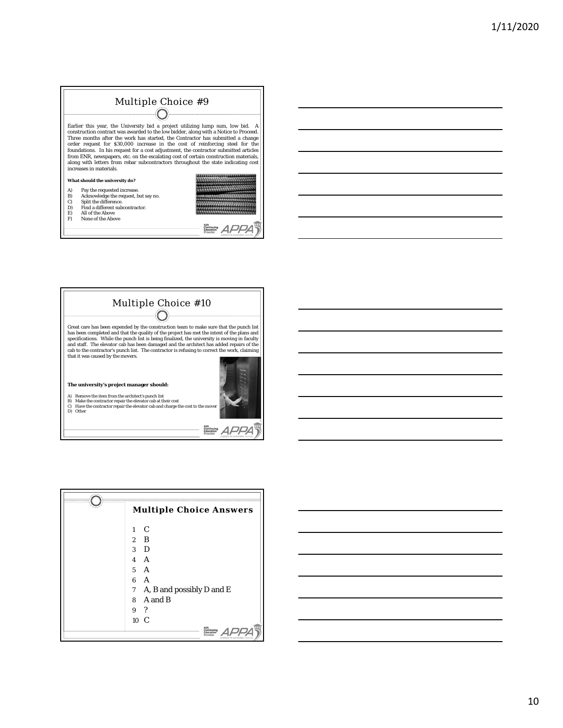## Multiple Choice #9

Earlier this year, the University bid a project utilizing lump sum, low bid. A construction contract was awarded to the low bidder, along with a Notice to Proceed. Three months after the work has started, the Contractor has submitted a change order request for $30,000 increase in the cost of reinforcing steel for the foundations. In his request for a cost adjustment, the contractor submitted articles from ENR, newspapers, etc. on the escalating cost of certain construction materials, along with letters from rebar subcontractors throughout the state indicating cost increases in materials.

**What should the university do?**

A) Pay the requested increase.
B) Acknowledge the request, but say no.
C) Split the difference.
D) Find a different subcontractor.
E) All of the Above
F) None of the Above

## Multiple Choice #10

Great care has been expended by the construction team to make sure that the punch list has been completed and that the quality of the project has met the intent of the plans and specifications. While the punch list is being finalized, the university is moving in faculty and staff. The elevator cab has been damaged and the architect has added repairs of the cab to the contractor's punch list. The contractor is refusing to correct the work, claiming that it was caused by the movers.

**The university's project manager should:**

A) Remove the item from the architect's punch list
B) Make the contractor repair the elevator cab at their cost
C) Have the contractor repair the elevator cab and charge the cost to the mover
D) Other

## Multiple Choice Answers

1. C
2. B
3. D
4. A
5. A
6. A
7. A, B and possibly D and E
8. A and B
9. ?
10. C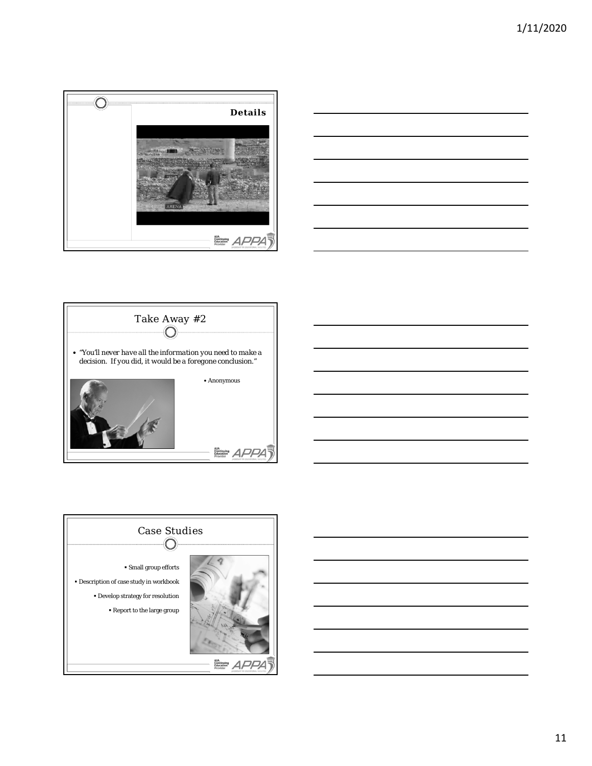## Details

## Take Away #2

- "You'll never have all the information you need to make a decision. If you did, it would be a foregone conclusion."
  - Anonymous

## Case Studies

- Small group efforts
- Description of case study in workbook
- Develop strategy for resolution
- Report to the large group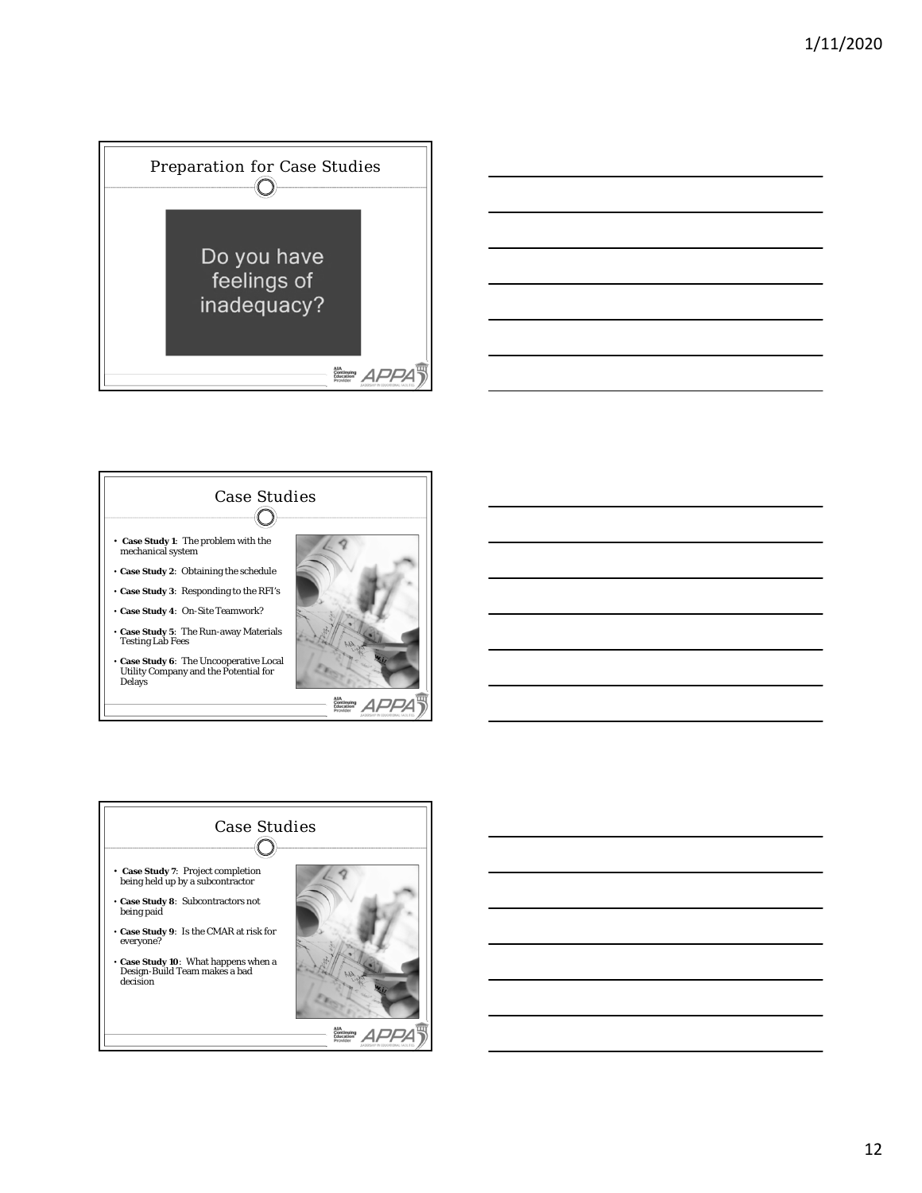## Preparation for Case Studies

Do you have feelings of inadequacy?

## Case Studies

- **Case Study 1**: The problem with the mechanical system
- **Case Study 2**: Obtaining the schedule
- **Case Study 3**: Responding to the RFI's
- **Case Study 4**: On-Site Teamwork?
- **Case Study 5**: The Run-away Materials Testing Lab Fees
- **Case Study 6**: The Uncooperative Local Utility Company and the Potential for Delays

## Case Studies

- **Case Study 7**: Project completion being held up by a subcontractor
- **Case Study 8**: Subcontractors not being paid
- **Case Study 9**: Is the CMAR at risk for everyone?
- **Case Study 10**: What happens when a Design-Build Team makes a bad decision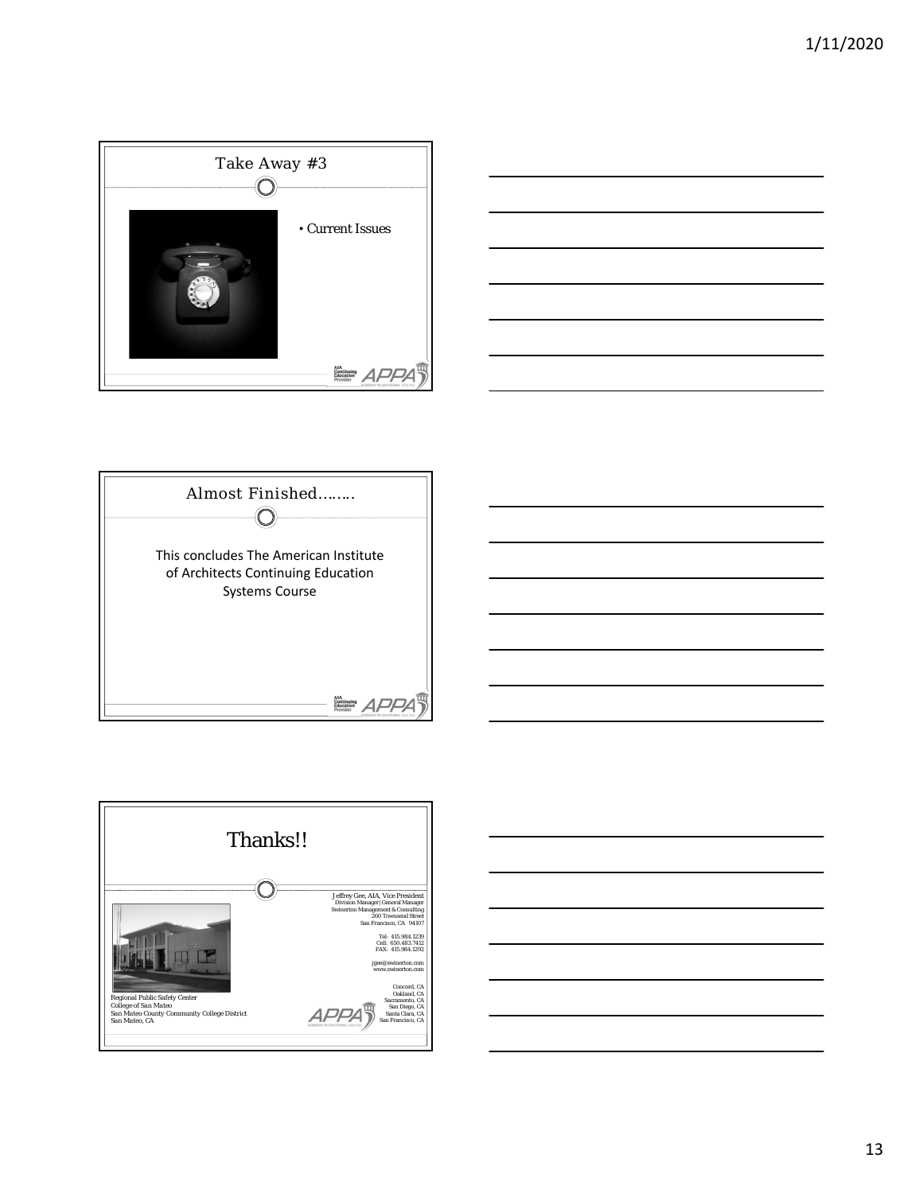## Take Away #3

- Current Issues

## Almost Finished…….

This concludes The American Institute of Architects Continuing Education Systems Course

## Thanks!!

Jeffrey Gee, AIA, Vice President
Division Manager|General Manager
Swinerton Management & Consulting
260 Townsend Street
San Francisco, CA 94107

Tel: 415.984.1239
Cell: 650.483.7412
FAX: 415.984.1292

jgee@swinerton.com
www.swinerton.com

Concord, CA
Oakland, CA
Sacramento, CA
San Diego, CA
Santa Clara, CA
San Francisco, CA

Regional Public Safety Center
College of San Mateo
San Mateo County Community College District
San Mateo, CA